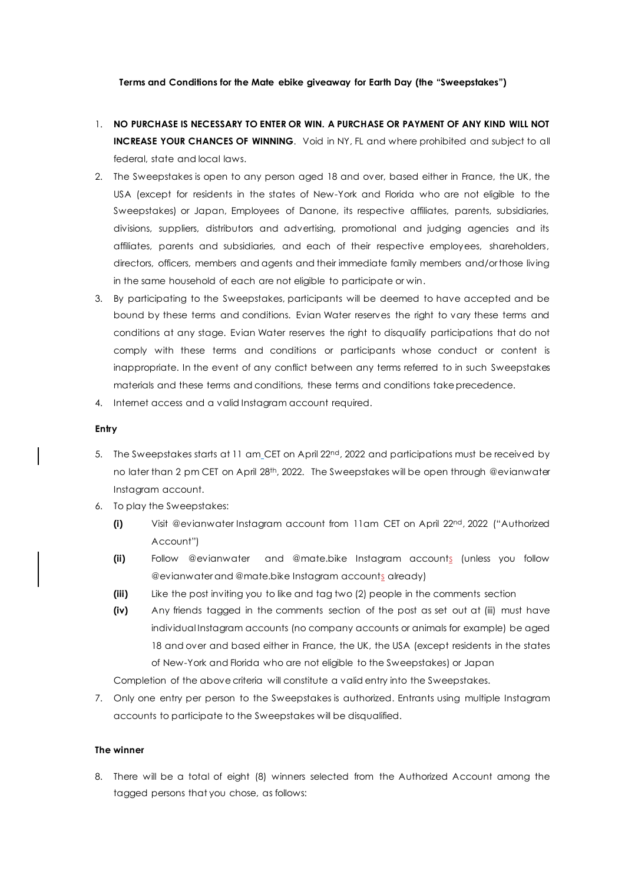**Terms and Conditions for the Mate ebike giveaway for Earth Day (the "Sweepstakes")**

1. **NO PURCHASE IS NECESSARY TO ENTER OR WIN. A PURCHASE OR PAYMENT OF ANY KIND WILL NOT INCREASE YOUR CHANCES OF WINNING**. Void in NY, FL and where prohibited and subject to all federal, state and local laws.
2. The Sweepstakes is open to any person aged 18 and over, based either in France, the UK, the USA (except for residents in the states of New-York and Florida who are not eligible to the Sweepstakes) or Japan, Employees of Danone, its respective affiliates, parents, subsidiaries, divisions, suppliers, distributors and advertising, promotional and judging agencies and its affiliates, parents and subsidiaries, and each of their respective employees, shareholders, directors, officers, members and agents and their immediate family members and/or those living in the same household of each are not eligible to participate or win.
3. By participating to the Sweepstakes, participants will be deemed to have accepted and be bound by these terms and conditions. Evian Water reserves the right to vary these terms and conditions at any stage. Evian Water reserves the right to disqualify participations that do not comply with these terms and conditions or participants whose conduct or content is inappropriate. In the event of any conflict between any terms referred to in such Sweepstakes materials and these terms and conditions, these terms and conditions take precedence.
4. Internet access and a valid Instagram account required.

**Entry**

5. The Sweepstakes starts at 11 am CET on April 22nd, 2022 and participations must be received by no later than 2 pm CET on April 28th, 2022. The Sweepstakes will be open through @evianwater Instagram account.
6. To play the Sweepstakes:
   - **(i)** Visit @evianwater Instagram account from 11am CET on April 22nd, 2022 ("Authorized Account")
   - **(ii)** Follow @evianwater and @mate.bike Instagram accounts (unless you follow @evianwater and @mate.bike Instagram accounts already)
   - **(iii)** Like the post inviting you to like and tag two (2) people in the comments section
   - **(iv)** Any friends tagged in the comments section of the post as set out at (iii) must have individual Instagram accounts (no company accounts or animals for example) be aged 18 and over and based either in France, the UK, the USA (except residents in the states of New-York and Florida who are not eligible to the Sweepstakes) or Japan

   Completion of the above criteria will constitute a valid entry into the Sweepstakes.
7. Only one entry per person to the Sweepstakes is authorized. Entrants using multiple Instagram accounts to participate to the Sweepstakes will be disqualified.

**The winner**

8. There will be a total of eight (8) winners selected from the Authorized Account among the tagged persons that you chose, as follows: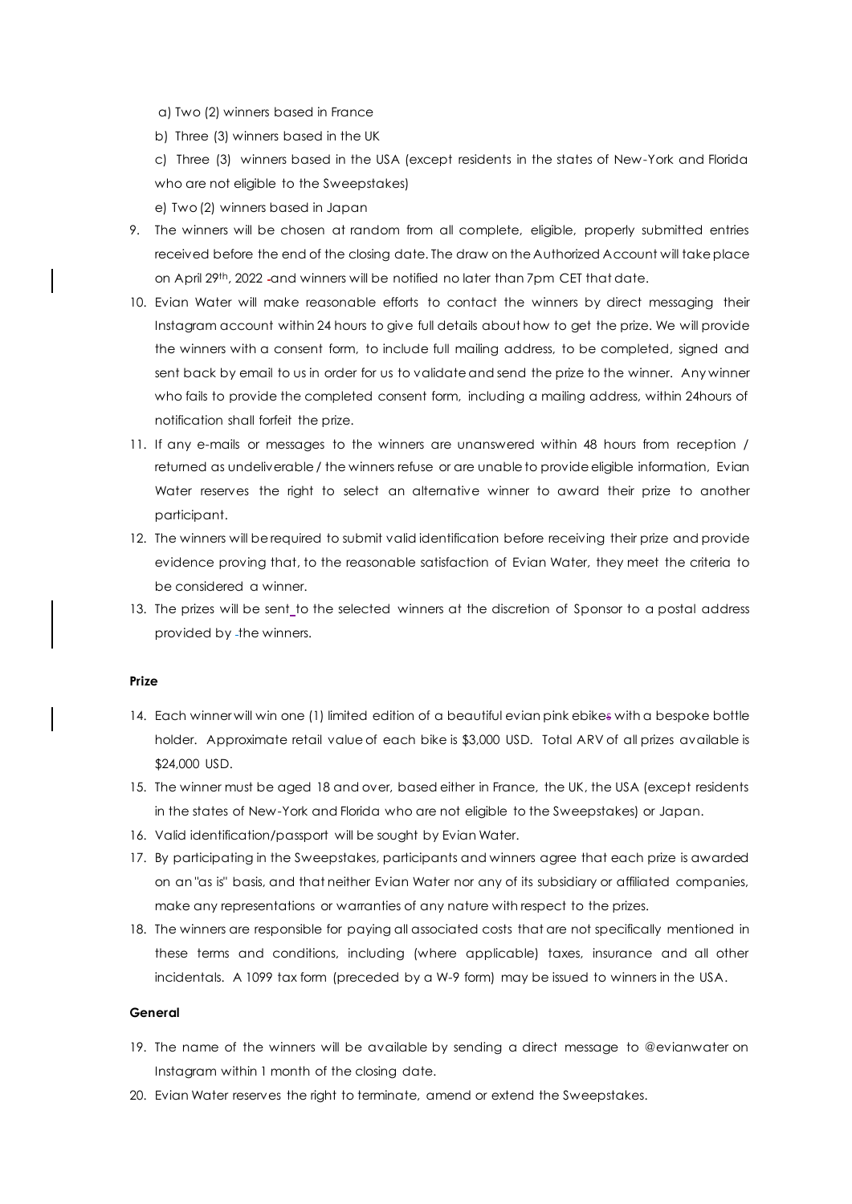a) Two (2) winners based in France

b) Three (3) winners based in the UK

c) Three (3) winners based in the USA (except residents in the states of New-York and Florida who are not eligible to the Sweepstakes)

e) Two (2) winners based in Japan

9. The winners will be chosen at random from all complete, eligible, properly submitted entries received before the end of the closing date. The draw on the Authorized Account will take place on April 29th, 2022 and winners will be notified no later than 7pm CET that date.
10. Evian Water will make reasonable efforts to contact the winners by direct messaging their Instagram account within 24 hours to give full details about how to get the prize. We will provide the winners with a consent form, to include full mailing address, to be completed, signed and sent back by email to us in order for us to validate and send the prize to the winner. Any winner who fails to provide the completed consent form, including a mailing address, within 24hours of notification shall forfeit the prize.
11. If any e-mails or messages to the winners are unanswered within 48 hours from reception / returned as undeliverable / the winners refuse or are unable to provide eligible information, Evian Water reserves the right to select an alternative winner to award their prize to another participant.
12. The winners will be required to submit valid identification before receiving their prize and provide evidence proving that, to the reasonable satisfaction of Evian Water, they meet the criteria to be considered a winner.
13. The prizes will be sent to the selected winners at the discretion of Sponsor to a postal address provided by the winners.

**Prize**

14. Each winner will win one (1) limited edition of a beautiful evian pink ebike with a bespoke bottle holder. Approximate retail value of each bike is $3,000 USD. Total ARV of all prizes available is $24,000 USD.
15. The winner must be aged 18 and over, based either in France, the UK, the USA (except residents in the states of New-York and Florida who are not eligible to the Sweepstakes) or Japan.
16. Valid identification/passport will be sought by Evian Water.
17. By participating in the Sweepstakes, participants and winners agree that each prize is awarded on an "as is" basis, and that neither Evian Water nor any of its subsidiary or affiliated companies, make any representations or warranties of any nature with respect to the prizes.
18. The winners are responsible for paying all associated costs that are not specifically mentioned in these terms and conditions, including (where applicable) taxes, insurance and all other incidentals. A 1099 tax form (preceded by a W-9 form) may be issued to winners in the USA.

**General**

19. The name of the winners will be available by sending a direct message to @evianwater on Instagram within 1 month of the closing date.
20. Evian Water reserves the right to terminate, amend or extend the Sweepstakes.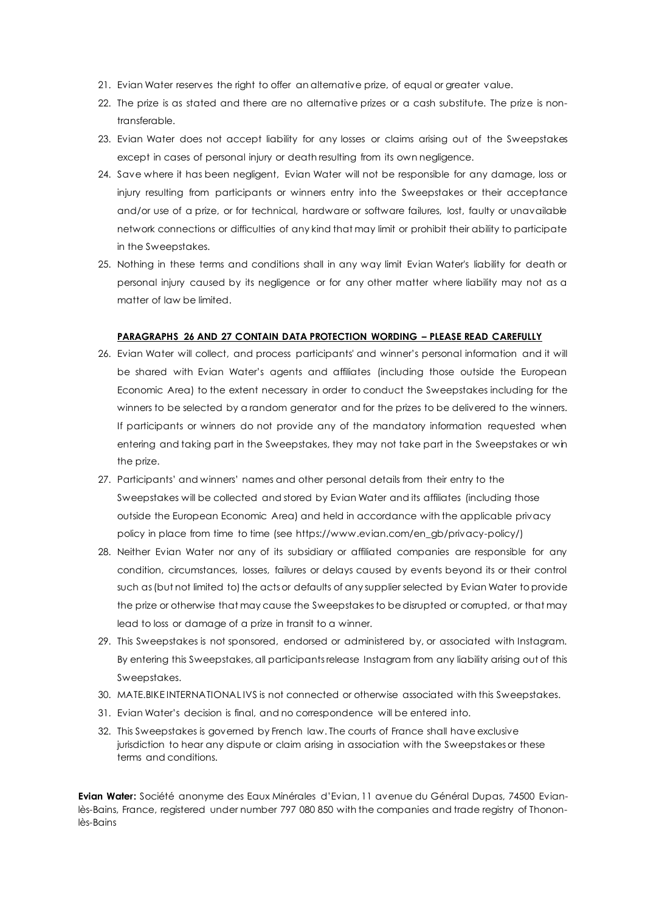21. Evian Water reserves the right to offer an alternative prize, of equal or greater value.
22. The prize is as stated and there are no alternative prizes or a cash substitute. The prize is non-transferable.
23. Evian Water does not accept liability for any losses or claims arising out of the Sweepstakes except in cases of personal injury or death resulting from its own negligence.
24. Save where it has been negligent, Evian Water will not be responsible for any damage, loss or injury resulting from participants or winners entry into the Sweepstakes or their acceptance and/or use of a prize, or for technical, hardware or software failures, lost, faulty or unavailable network connections or difficulties of any kind that may limit or prohibit their ability to participate in the Sweepstakes.
25. Nothing in these terms and conditions shall in any way limit Evian Water's liability for death or personal injury caused by its negligence or for any other matter where liability may not as a matter of law be limited.

**PARAGRAPHS 26 AND 27 CONTAIN DATA PROTECTION WORDING – PLEASE READ CAREFULLY**

26. Evian Water will collect, and process participants' and winner's personal information and it will be shared with Evian Water's agents and affiliates (including those outside the European Economic Area) to the extent necessary in order to conduct the Sweepstakes including for the winners to be selected by a random generator and for the prizes to be delivered to the winners. If participants or winners do not provide any of the mandatory information requested when entering and taking part in the Sweepstakes, they may not take part in the Sweepstakes or win the prize.
27. Participants' and winners' names and other personal details from their entry to the Sweepstakes will be collected and stored by Evian Water and its affiliates (including those outside the European Economic Area) and held in accordance with the applicable privacy policy in place from time to time (see https://www.evian.com/en_gb/privacy-policy/)
28. Neither Evian Water nor any of its subsidiary or affiliated companies are responsible for any condition, circumstances, losses, failures or delays caused by events beyond its or their control such as (but not limited to) the acts or defaults of any supplier selected by Evian Water to provide the prize or otherwise that may cause the Sweepstakes to be disrupted or corrupted, or that may lead to loss or damage of a prize in transit to a winner.
29. This Sweepstakes is not sponsored, endorsed or administered by, or associated with Instagram. By entering this Sweepstakes, all participants release Instagram from any liability arising out of this Sweepstakes.
30. MATE.BIKE INTERNATIONAL IVS is not connected or otherwise associated with this Sweepstakes.
31. Evian Water's decision is final, and no correspondence will be entered into.
32. This Sweepstakes is governed by French law. The courts of France shall have exclusive jurisdiction to hear any dispute or claim arising in association with the Sweepstakes or these terms and conditions.

**Evian Water:** Société anonyme des Eaux Minérales d'Evian, 11 avenue du Général Dupas, 74500 Evian-lès-Bains, France, registered under number 797 080 850 with the companies and trade registry of Thonon-lès-Bains